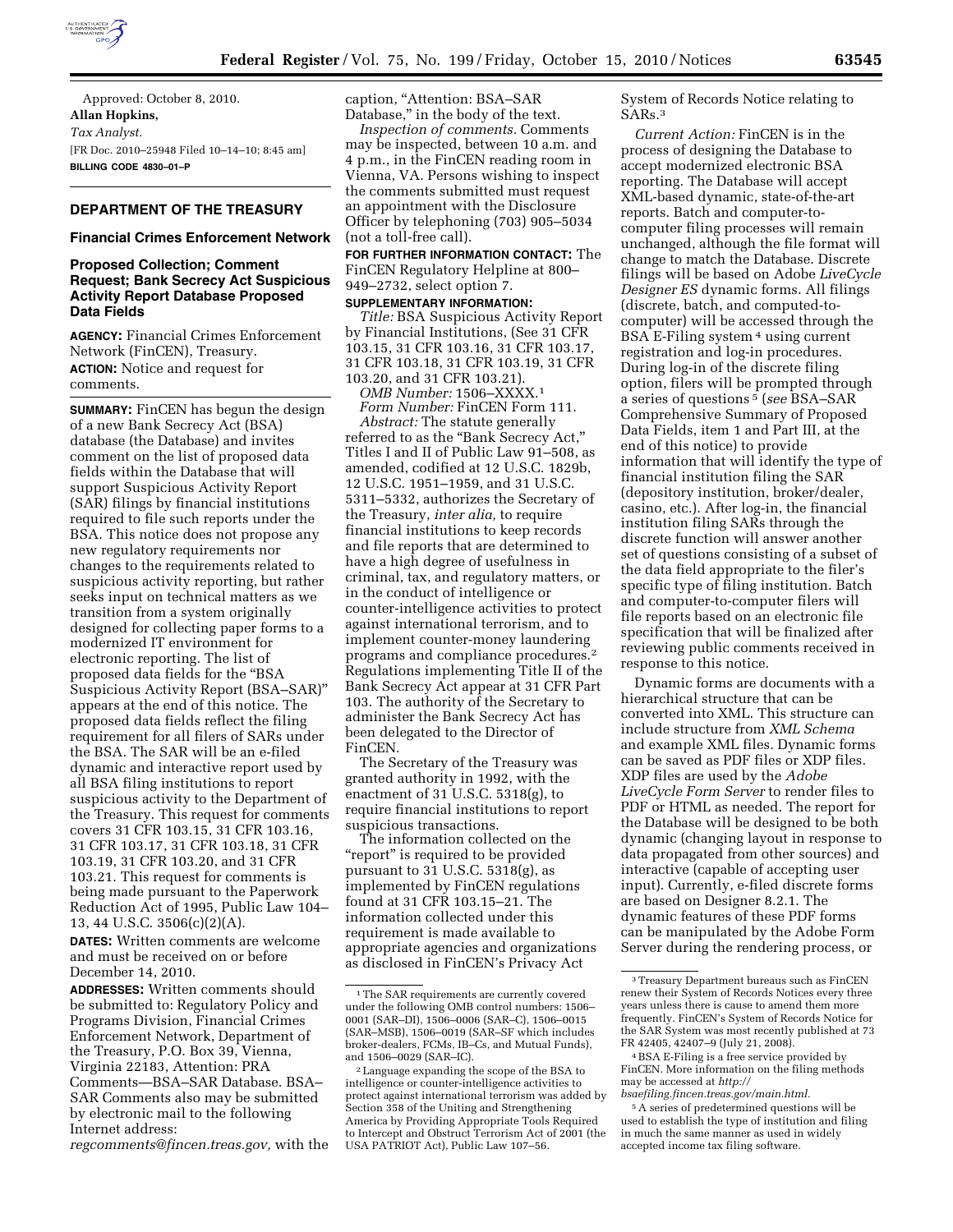Approved: October 8, 2010.

**Allan Hopkins,**

*Tax Analyst.*

[FR Doc. 2010–25948 Filed 10–14–10; 8:45 am]

**BILLING CODE 4830–01–P**

## DEPARTMENT OF THE TREASURY

### Financial Crimes Enforcement Network

### Proposed Collection; Comment Request; Bank Secrecy Act Suspicious Activity Report Database Proposed Data Fields

**AGENCY:** Financial Crimes Enforcement Network (FinCEN), Treasury.

**ACTION:** Notice and request for comments.

**SUMMARY:** FinCEN has begun the design of a new Bank Secrecy Act (BSA) database (the Database) and invites comment on the list of proposed data fields within the Database that will support Suspicious Activity Report (SAR) filings by financial institutions required to file such reports under the BSA. This notice does not propose any new regulatory requirements nor changes to the requirements related to suspicious activity reporting, but rather seeks input on technical matters as we transition from a system originally designed for collecting paper forms to a modernized IT environment for electronic reporting. The list of proposed data fields for the "BSA Suspicious Activity Report (BSA–SAR)" appears at the end of this notice. The proposed data fields reflect the filing requirement for all filers of SARs under the BSA. The SAR will be an e-filed dynamic and interactive report used by all BSA filing institutions to report suspicious activity to the Department of the Treasury. This request for comments covers 31 CFR 103.15, 31 CFR 103.16, 31 CFR 103.17, 31 CFR 103.18, 31 CFR 103.19, 31 CFR 103.20, and 31 CFR 103.21. This request for comments is being made pursuant to the Paperwork Reduction Act of 1995, Public Law 104–13, 44 U.S.C. 3506(c)(2)(A).

**DATES:** Written comments are welcome and must be received on or before December 14, 2010.

**ADDRESSES:** Written comments should be submitted to: Regulatory Policy and Programs Division, Financial Crimes Enforcement Network, Department of the Treasury, P.O. Box 39, Vienna, Virginia 22183, Attention: PRA Comments—BSA–SAR Database. BSA–SAR Comments also may be submitted by electronic mail to the following Internet address: *regcomments@fincen.treas.gov,* with the caption, "Attention: BSA–SAR Database," in the body of the text.

*Inspection of comments.* Comments may be inspected, between 10 a.m. and 4 p.m., in the FinCEN reading room in Vienna, VA. Persons wishing to inspect the comments submitted must request an appointment with the Disclosure Officer by telephoning (703) 905–5034 (not a toll-free call).

**FOR FURTHER INFORMATION CONTACT:** The FinCEN Regulatory Helpline at 800–949–2732, select option 7.

**SUPPLEMENTARY INFORMATION:**

*Title:* BSA Suspicious Activity Report by Financial Institutions, (See 31 CFR 103.15, 31 CFR 103.16, 31 CFR 103.17, 31 CFR 103.18, 31 CFR 103.19, 31 CFR 103.20, and 31 CFR 103.21).

*OMB Number:* 1506–XXXX.[1]

*Form Number:* FinCEN Form 111.

*Abstract:* The statute generally referred to as the "Bank Secrecy Act," Titles I and II of Public Law 91–508, as amended, codified at 12 U.S.C. 1829b, 12 U.S.C. 1951–1959, and 31 U.S.C. 5311–5332, authorizes the Secretary of the Treasury, *inter alia,* to require financial institutions to keep records and file reports that are determined to have a high degree of usefulness in criminal, tax, and regulatory matters, or in the conduct of intelligence or counter-intelligence activities to protect against international terrorism, and to implement counter-money laundering programs and compliance procedures.[2] Regulations implementing Title II of the Bank Secrecy Act appear at 31 CFR Part 103. The authority of the Secretary to administer the Bank Secrecy Act has been delegated to the Director of FinCEN.

The Secretary of the Treasury was granted authority in 1992, with the enactment of 31 U.S.C. 5318(g), to require financial institutions to report suspicious transactions.

The information collected on the "report" is required to be provided pursuant to 31 U.S.C. 5318(g), as implemented by FinCEN regulations found at 31 CFR 103.15–21. The information collected under this requirement is made available to appropriate agencies and organizations as disclosed in FinCEN's Privacy Act System of Records Notice relating to SARs.[3]

*Current Action:* FinCEN is in the process of designing the Database to accept modernized electronic BSA reporting. The Database will accept XML-based dynamic, state-of-the-art reports. Batch and computer-to-computer filing processes will remain unchanged, although the file format will change to match the Database. Discrete filings will be based on Adobe *LiveCycle Designer ES* dynamic forms. All filings (discrete, batch, and computed-to-computer) will be accessed through the BSA E-Filing system[4] using current registration and log-in procedures. During log-in of the discrete filing option, filers will be prompted through a series of questions[5] (*see* BSA–SAR Comprehensive Summary of Proposed Data Fields, item 1 and Part III, at the end of this notice) to provide information that will identify the type of financial institution filing the SAR (depository institution, broker/dealer, casino, etc.). After log-in, the financial institution filing SARs through the discrete function will answer another set of questions consisting of a subset of the data field appropriate to the filer's specific type of filing institution. Batch and computer-to-computer filers will file reports based on an electronic file specification that will be finalized after reviewing public comments received in response to this notice.

Dynamic forms are documents with a hierarchical structure that can be converted into XML. This structure can include structure from *XML Schema* and example XML files. Dynamic forms can be saved as PDF files or XDP files. XDP files are used by the *Adobe LiveCycle Form Server* to render files to PDF or HTML as needed. The report for the Database will be designed to be both dynamic (changing layout in response to data propagated from other sources) and interactive (capable of accepting user input). Currently, e-filed discrete forms are based on Designer 8.2.1. The dynamic features of these PDF forms can be manipulated by the Adobe Form Server during the rendering process, or

---

[1] The SAR requirements are currently covered under the following OMB control numbers: 1506–0001 (SAR–DI), 1506–0006 (SAR–C), 1506–0015 (SAR–MSB), 1506–0019 (SAR–SF which includes broker-dealers, FCMs, IB–Cs, and Mutual Funds), and 1506–0029 (SAR–IC).

[2] Language expanding the scope of the BSA to intelligence or counter-intelligence activities to protect against international terrorism was added by Section 358 of the Uniting and Strengthening America by Providing Appropriate Tools Required to Intercept and Obstruct Terrorism Act of 2001 (the USA PATRIOT Act), Public Law 107–56.

[3] Treasury Department bureaus such as FinCEN renew their System of Records Notices every three years unless there is cause to amend them more frequently. FinCEN's System of Records Notice for the SAR System was most recently published at 73 FR 42405, 42407–9 (July 21, 2008).

[4] BSA E-Filing is a free service provided by FinCEN. More information on the filing methods may be accessed at *http://bsaefiling.fincen.treas.gov/main.html*.

[5] A series of predetermined questions will be used to establish the type of institution and filing in much the same manner as used in widely accepted income tax filing software.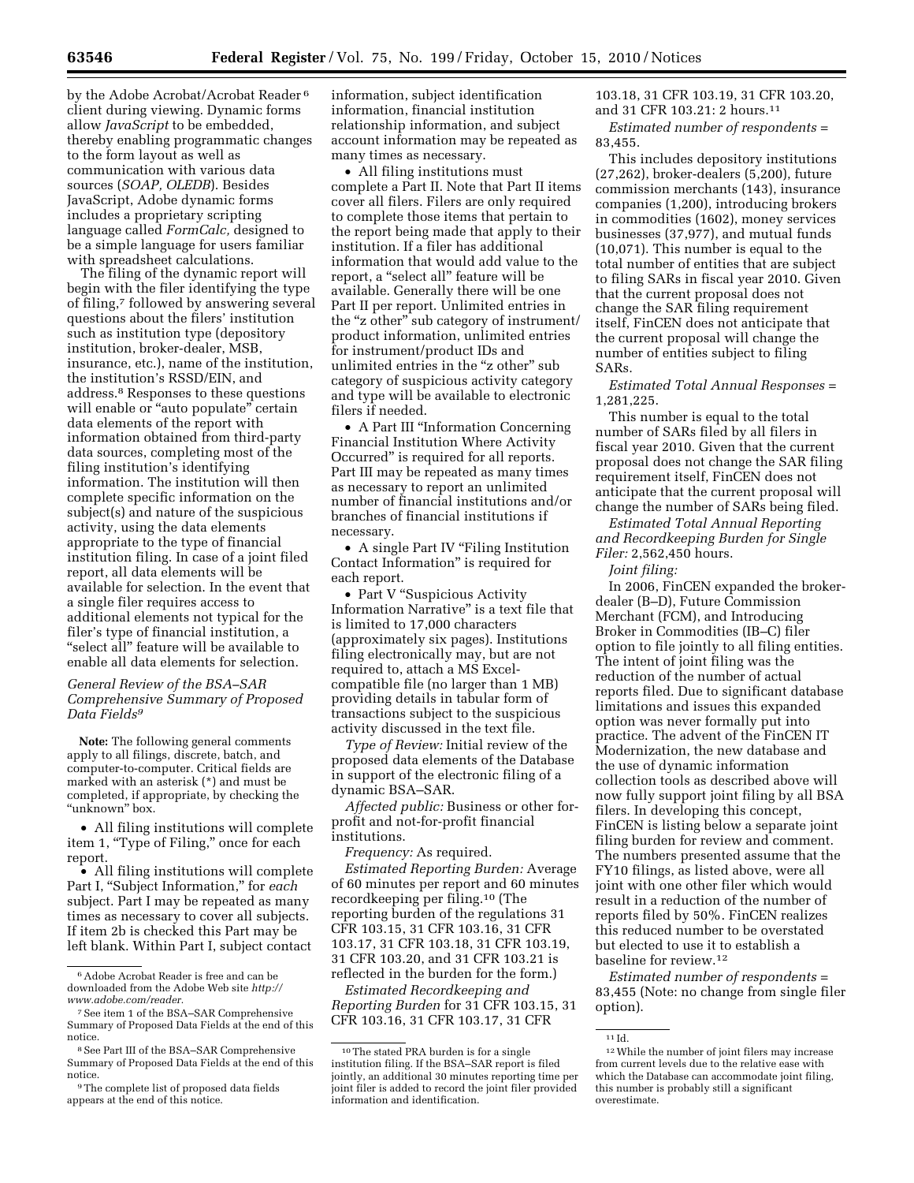by the Adobe Acrobat/Acrobat Reader[6] client during viewing. Dynamic forms allow *JavaScript* to be embedded, thereby enabling programmatic changes to the form layout as well as communication with various data sources (*SOAP, OLEDB*). Besides JavaScript, Adobe dynamic forms includes a proprietary scripting language called *FormCalc,* designed to be a simple language for users familiar with spreadsheet calculations.

The filing of the dynamic report will begin with the filer identifying the type of filing,[7] followed by answering several questions about the filers' institution such as institution type (depository institution, broker-dealer, MSB, insurance, etc.), name of the institution, the institution's RSSD/EIN, and address.[8] Responses to these questions will enable or "auto populate" certain data elements of the report with information obtained from third-party data sources, completing most of the filing institution's identifying information. The institution will then complete specific information on the subject(s) and nature of the suspicious activity, using the data elements appropriate to the type of financial institution filing. In case of a joint filed report, all data elements will be available for selection. In the event that a single filer requires access to additional elements not typical for the filer's type of financial institution, a "select all" feature will be available to enable all data elements for selection.

### *General Review of the BSA–SAR Comprehensive Summary of Proposed Data Fields[9]*

**Note:** The following general comments apply to all filings, discrete, batch, and computer-to-computer. Critical fields are marked with an asterisk (*) and must be completed, if appropriate, by checking the "unknown" box.

- All filing institutions will complete item 1, "Type of Filing," once for each report.
- All filing institutions will complete Part I, "Subject Information," for *each* subject. Part I may be repeated as many times as necessary to cover all subjects. If item 2b is checked this Part may be left blank. Within Part I, subject contact information, subject identification information, financial institution relationship information, and subject account information may be repeated as many times as necessary.
- All filing institutions must complete a Part II. Note that Part II items cover all filers. Filers are only required to complete those items that pertain to the report being made that apply to their institution. If a filer has additional information that would add value to the report, a "select all" feature will be available. Generally there will be one Part II per report. Unlimited entries in the "z other" sub category of instrument/product information, unlimited entries for instrument/product IDs and unlimited entries in the "z other" sub category of suspicious activity category and type will be available to electronic filers if needed.
- A Part III "Information Concerning Financial Institution Where Activity Occurred" is required for all reports. Part III may be repeated as many times as necessary to report an unlimited number of financial institutions and/or branches of financial institutions if necessary.
- A single Part IV "Filing Institution Contact Information" is required for each report.
- Part V "Suspicious Activity Information Narrative" is a text file that is limited to 17,000 characters (approximately six pages). Institutions filing electronically may, but are not required to, attach a MS Excel-compatible file (no larger than 1 MB) providing details in tabular form of transactions subject to the suspicious activity discussed in the text file.

*Type of Review:* Initial review of the proposed data elements of the Database in support of the electronic filing of a dynamic BSA–SAR.

*Affected public:* Business or other for-profit and not-for-profit financial institutions.

*Frequency:* As required.

*Estimated Reporting Burden:* Average of 60 minutes per report and 60 minutes recordkeeping per filing.[10] (The reporting burden of the regulations 31 CFR 103.15, 31 CFR 103.16, 31 CFR 103.17, 31 CFR 103.18, 31 CFR 103.19, 31 CFR 103.20, and 31 CFR 103.21 is reflected in the burden for the form.)

*Estimated Recordkeeping and Reporting Burden* for 31 CFR 103.15, 31 CFR 103.16, 31 CFR 103.17, 31 CFR 103.18, 31 CFR 103.19, 31 CFR 103.20, and 31 CFR 103.21: 2 hours.[11]

*Estimated number of respondents* = 83,455.

This includes depository institutions (27,262), broker-dealers (5,200), future commission merchants (143), insurance companies (1,200), introducing brokers in commodities (1602), money services businesses (37,977), and mutual funds (10,071). This number is equal to the total number of entities that are subject to filing SARs in fiscal year 2010. Given that the current proposal does not change the SAR filing requirement itself, FinCEN does not anticipate that the current proposal will change the number of entities subject to filing SARs.

*Estimated Total Annual Responses* = 1,281,225.

This number is equal to the total number of SARs filed by all filers in fiscal year 2010. Given that the current proposal does not change the SAR filing requirement itself, FinCEN does not anticipate that the current proposal will change the number of SARs being filed.

*Estimated Total Annual Reporting and Recordkeeping Burden for Single Filer:* 2,562,450 hours.

*Joint filing:*

In 2006, FinCEN expanded the broker-dealer (B–D), Future Commission Merchant (FCM), and Introducing Broker in Commodities (IB–C) filer option to file jointly to all filing entities. The intent of joint filing was the reduction of the number of actual reports filed. Due to significant database limitations and issues this expanded option was never formally put into practice. The advent of the FinCEN IT Modernization, the new database and the use of dynamic information collection tools as described above will now fully support joint filing by all BSA filers. In developing this concept, FinCEN is listing below a separate joint filing burden for review and comment. The numbers presented assume that the FY10 filings, as listed above, were all joint with one other filer which would result in a reduction of the number of reports filed by 50%. FinCEN realizes this reduced number to be overstated but elected to use it to establish a baseline for review.[12]

*Estimated number of respondents* = 83,455 (Note: no change from single filer option).

---

[6] Adobe Acrobat Reader is free and can be downloaded from the Adobe Web site *http://www.adobe.com/reader.*

[7] See item 1 of the BSA–SAR Comprehensive Summary of Proposed Data Fields at the end of this notice.

[8] See Part III of the BSA–SAR Comprehensive Summary of Proposed Data Fields at the end of this notice.

[9] The complete list of proposed data fields appears at the end of this notice.

[10] The stated PRA burden is for a single institution filing. If the BSA–SAR report is filed jointly, an additional 30 minutes reporting time per joint filer is added to record the joint filer provided information and identification.

[11] Id.

[12] While the number of joint filers may increase from current levels due to the relative ease with which the Database can accommodate joint filing, this number is probably still a significant overestimate.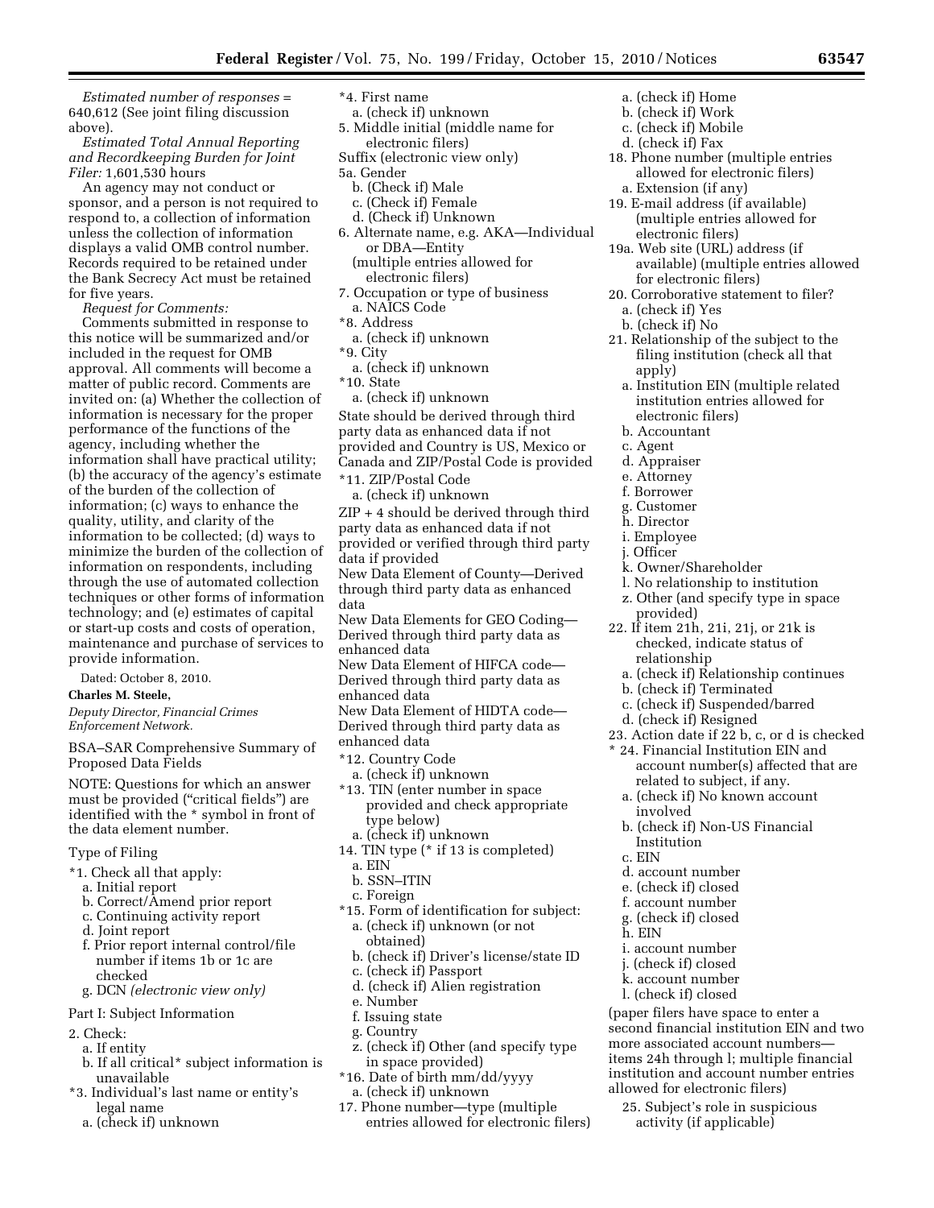*Estimated number of responses* = 640,612 (See joint filing discussion above).

*Estimated Total Annual Reporting and Recordkeeping Burden for Joint Filer:* 1,601,530 hours

An agency may not conduct or sponsor, and a person is not required to respond to, a collection of information unless the collection of information displays a valid OMB control number. Records required to be retained under the Bank Secrecy Act must be retained for five years.

*Request for Comments:*

Comments submitted in response to this notice will be summarized and/or included in the request for OMB approval. All comments will become a matter of public record. Comments are invited on: (a) Whether the collection of information is necessary for the proper performance of the functions of the agency, including whether the information shall have practical utility; (b) the accuracy of the agency's estimate of the burden of the collection of information; (c) ways to enhance the quality, utility, and clarity of the information to be collected; (d) ways to minimize the burden of the collection of information on respondents, including through the use of automated collection techniques or other forms of information technology; and (e) estimates of capital or start-up costs and costs of operation, maintenance and purchase of services to provide information.

Dated: October 8, 2010.

**Charles M. Steele,**

*Deputy Director, Financial Crimes Enforcement Network.*

BSA–SAR Comprehensive Summary of Proposed Data Fields

NOTE: Questions for which an answer must be provided ("critical fields") are identified with the * symbol in front of the data element number.

Type of Filing

*1. Check all that apply:
 a. Initial report
 b. Correct/Amend prior report
 c. Continuing activity report
 d. Joint report
 f. Prior report internal control/file number if items 1b or 1c are checked
 g. DCN *(electronic view only)*

Part I: Subject Information

2. Check:
 a. If entity
 b. If all critical* subject information is unavailable
*3. Individual's last name or entity's legal name
 a. (check if) unknown
*4. First name
 a. (check if) unknown
5. Middle initial (middle name for electronic filers)
Suffix (electronic view only)
5a. Gender
 b. (Check if) Male
 c. (Check if) Female
 d. (Check if) Unknown
6. Alternate name, e.g. AKA—Individual or DBA—Entity (multiple entries allowed for electronic filers)
7. Occupation or type of business
 a. NAICS Code
*8. Address
 a. (check if) unknown
*9. City
 a. (check if) unknown
*10. State
 a. (check if) unknown
State should be derived through third party data as enhanced data if not provided and Country is US, Mexico or Canada and ZIP/Postal Code is provided
*11. ZIP/Postal Code
 a. (check if) unknown
ZIP + 4 should be derived through third party data as enhanced data if not provided or verified through third party data if provided
New Data Element of County—Derived through third party data as enhanced data
New Data Elements for GEO Coding—Derived through third party data as enhanced data
New Data Element of HIFCA code—Derived through third party data as enhanced data
New Data Element of HIDTA code—Derived through third party data as enhanced data
*12. Country Code
 a. (check if) unknown
*13. TIN (enter number in space provided and check appropriate type below)
 a. (check if) unknown
14. TIN type (* if 13 is completed)
 a. EIN
 b. SSN–ITIN
 c. Foreign
*15. Form of identification for subject:
 a. (check if) unknown (or not obtained)
 b. (check if) Driver's license/state ID
 c. (check if) Passport
 d. (check if) Alien registration
 e. Number
 f. Issuing state
 g. Country
 z. (check if) Other (and specify type in space provided)
*16. Date of birth mm/dd/yyyy
 a. (check if) unknown
17. Phone number—type (multiple entries allowed for electronic filers)
 a. (check if) Home
 b. (check if) Work
 c. (check if) Mobile
 d. (check if) Fax
18. Phone number (multiple entries allowed for electronic filers)
 a. Extension (if any)
19. E-mail address (if available) (multiple entries allowed for electronic filers)
19a. Web site (URL) address (if available) (multiple entries allowed for electronic filers)
20. Corroborative statement to filer?
 a. (check if) Yes
 b. (check if) No
21. Relationship of the subject to the filing institution (check all that apply)
 a. Institution EIN (multiple related institution entries allowed for electronic filers)
 b. Accountant
 c. Agent
 d. Appraiser
 e. Attorney
 f. Borrower
 g. Customer
 h. Director
 i. Employee
 j. Officer
 k. Owner/Shareholder
 l. No relationship to institution
 z. Other (and specify type in space provided)
22. If item 21h, 21i, 21j, or 21k is checked, indicate status of relationship
 a. (check if) Relationship continues
 b. (check if) Terminated
 c. (check if) Suspended/barred
 d. (check if) Resigned
23. Action date if 22 b, c, or d is checked
* 24. Financial Institution EIN and account number(s) affected that are related to subject, if any.
 a. (check if) No known account involved
 b. (check if) Non-US Financial Institution
 c. EIN
 d. account number
 e. (check if) closed
 f. account number
 g. (check if) closed
 h. EIN
 i. account number
 j. (check if) closed
 k. account number
 l. (check if) closed
(paper filers have space to enter a second financial institution EIN and two more associated account numbers—items 24h through l; multiple financial institution and account number entries allowed for electronic filers)
 25. Subject's role in suspicious activity (if applicable)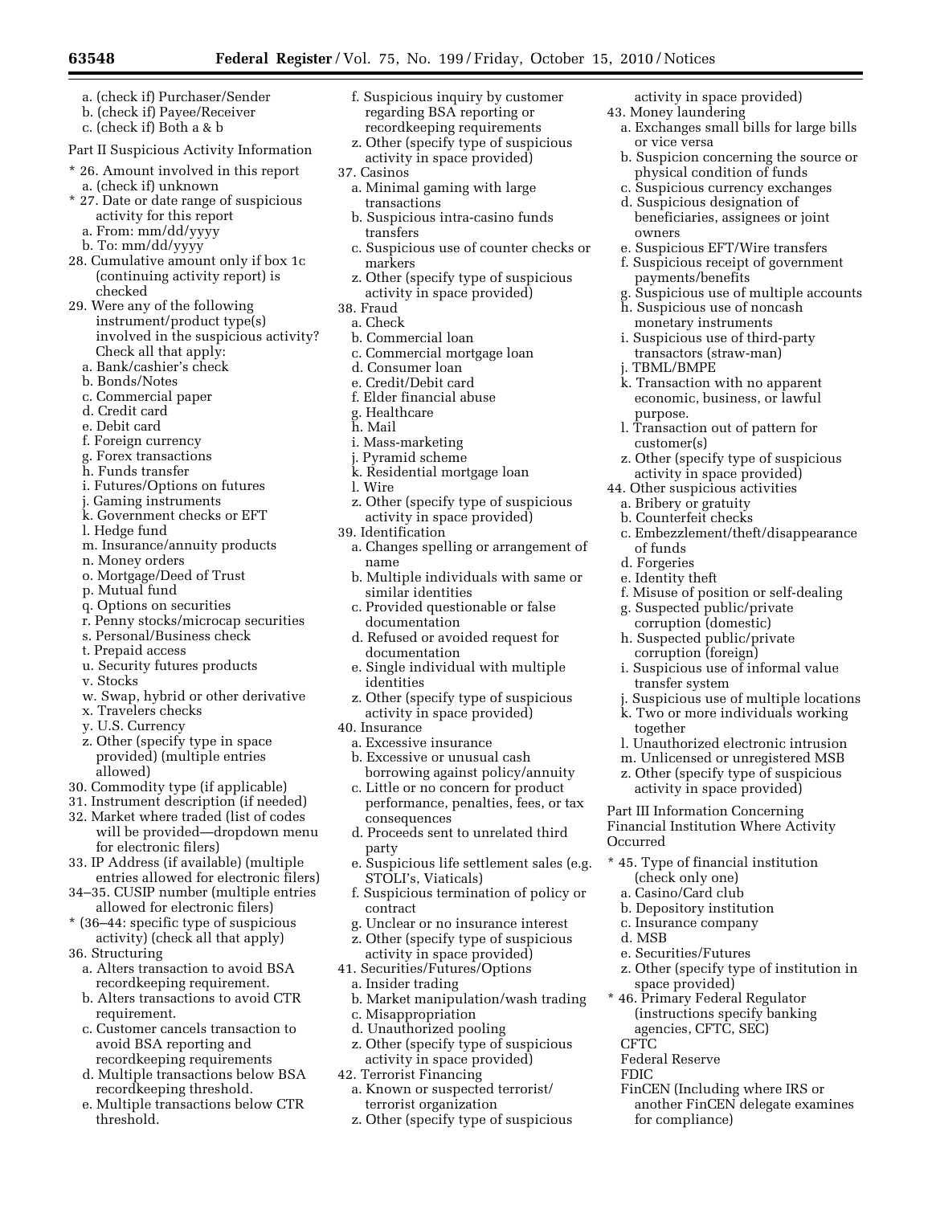a. (check if) Purchaser/Sender
b. (check if) Payee/Receiver
c. (check if) Both a & b

Part II Suspicious Activity Information

* 26. Amount involved in this report
  a. (check if) unknown
* 27. Date or date range of suspicious activity for this report
  a. From: mm/dd/yyyy
  b. To: mm/dd/yyyy

28. Cumulative amount only if box 1c (continuing activity report) is checked
29. Were any of the following instrument/product type(s) involved in the suspicious activity? Check all that apply:
  a. Bank/cashier's check
  b. Bonds/Notes
  c. Commercial paper
  d. Credit card
  e. Debit card
  f. Foreign currency
  g. Forex transactions
  h. Funds transfer
  i. Futures/Options on futures
  j. Gaming instruments
  k. Government checks or EFT
  l. Hedge fund
  m. Insurance/annuity products
  n. Money orders
  o. Mortgage/Deed of Trust
  p. Mutual fund
  q. Options on securities
  r. Penny stocks/microcap securities
  s. Personal/Business check
  t. Prepaid access
  u. Security futures products
  v. Stocks
  w. Swap, hybrid or other derivative
  x. Travelers checks
  y. U.S. Currency
  z. Other (specify type in space provided) (multiple entries allowed)
30. Commodity type (if applicable)
31. Instrument description (if needed)
32. Market where traded (list of codes will be provided—dropdown menu for electronic filers)
33. IP Address (if available) (multiple entries allowed for electronic filers)
34–35. CUSIP number (multiple entries allowed for electronic filers)
* (36–44: specific type of suspicious activity) (check all that apply)
36. Structuring
  a. Alters transaction to avoid BSA recordkeeping requirement.
  b. Alters transactions to avoid CTR requirement.
  c. Customer cancels transaction to avoid BSA reporting and recordkeeping requirements
  d. Multiple transactions below BSA recordkeeping threshold.
  e. Multiple transactions below CTR threshold.
  f. Suspicious inquiry by customer regarding BSA reporting or recordkeeping requirements
  z. Other (specify type of suspicious activity in space provided)
37. Casinos
  a. Minimal gaming with large transactions
  b. Suspicious intra-casino funds transfers
  c. Suspicious use of counter checks or markers
  z. Other (specify type of suspicious activity in space provided)
38. Fraud
  a. Check
  b. Commercial loan
  c. Commercial mortgage loan
  d. Consumer loan
  e. Credit/Debit card
  f. Elder financial abuse
  g. Healthcare
  h. Mail
  i. Mass-marketing
  j. Pyramid scheme
  k. Residential mortgage loan
  l. Wire
  z. Other (specify type of suspicious activity in space provided)
39. Identification
  a. Changes spelling or arrangement of name
  b. Multiple individuals with same or similar identities
  c. Provided questionable or false documentation
  d. Refused or avoided request for documentation
  e. Single individual with multiple identities
  z. Other (specify type of suspicious activity in space provided)
40. Insurance
  a. Excessive insurance
  b. Excessive or unusual cash borrowing against policy/annuity
  c. Little or no concern for product performance, penalties, fees, or tax consequences
  d. Proceeds sent to unrelated third party
  e. Suspicious life settlement sales (e.g. STOLI's, Viaticals)
  f. Suspicious termination of policy or contract
  g. Unclear or no insurance interest
  z. Other (specify type of suspicious activity in space provided)
41. Securities/Futures/Options
  a. Insider trading
  b. Market manipulation/wash trading
  c. Misappropriation
  d. Unauthorized pooling
  z. Other (specify type of suspicious activity in space provided)
42. Terrorist Financing
  a. Known or suspected terrorist/terrorist organization
  z. Other (specify type of suspicious activity in space provided)
43. Money laundering
  a. Exchanges small bills for large bills or vice versa
  b. Suspicion concerning the source or physical condition of funds
  c. Suspicious currency exchanges
  d. Suspicious designation of beneficiaries, assignees or joint owners
  e. Suspicious EFT/Wire transfers
  f. Suspicious receipt of government payments/benefits
  g. Suspicious use of multiple accounts
  h. Suspicious use of noncash monetary instruments
  i. Suspicious use of third-party transactors (straw-man)
  j. TBML/BMPE
  k. Transaction with no apparent economic, business, or lawful purpose.
  l. Transaction out of pattern for customer(s)
  z. Other (specify type of suspicious activity in space provided)
44. Other suspicious activities
  a. Bribery or gratuity
  b. Counterfeit checks
  c. Embezzlement/theft/disappearance of funds
  d. Forgeries
  e. Identity theft
  f. Misuse of position or self-dealing
  g. Suspected public/private corruption (domestic)
  h. Suspected public/private corruption (foreign)
  i. Suspicious use of informal value transfer system
  j. Suspicious use of multiple locations
  k. Two or more individuals working together
  l. Unauthorized electronic intrusion
  m. Unlicensed or unregistered MSB
  z. Other (specify type of suspicious activity in space provided)

Part III Information Concerning Financial Institution Where Activity Occurred

* 45. Type of financial institution (check only one)
  a. Casino/Card club
  b. Depository institution
  c. Insurance company
  d. MSB
  e. Securities/Futures
  z. Other (specify type of institution in space provided)
* 46. Primary Federal Regulator (instructions specify banking agencies, CFTC, SEC)
  CFTC
  Federal Reserve
  FDIC
  FinCEN (Including where IRS or another FinCEN delegate examines for compliance)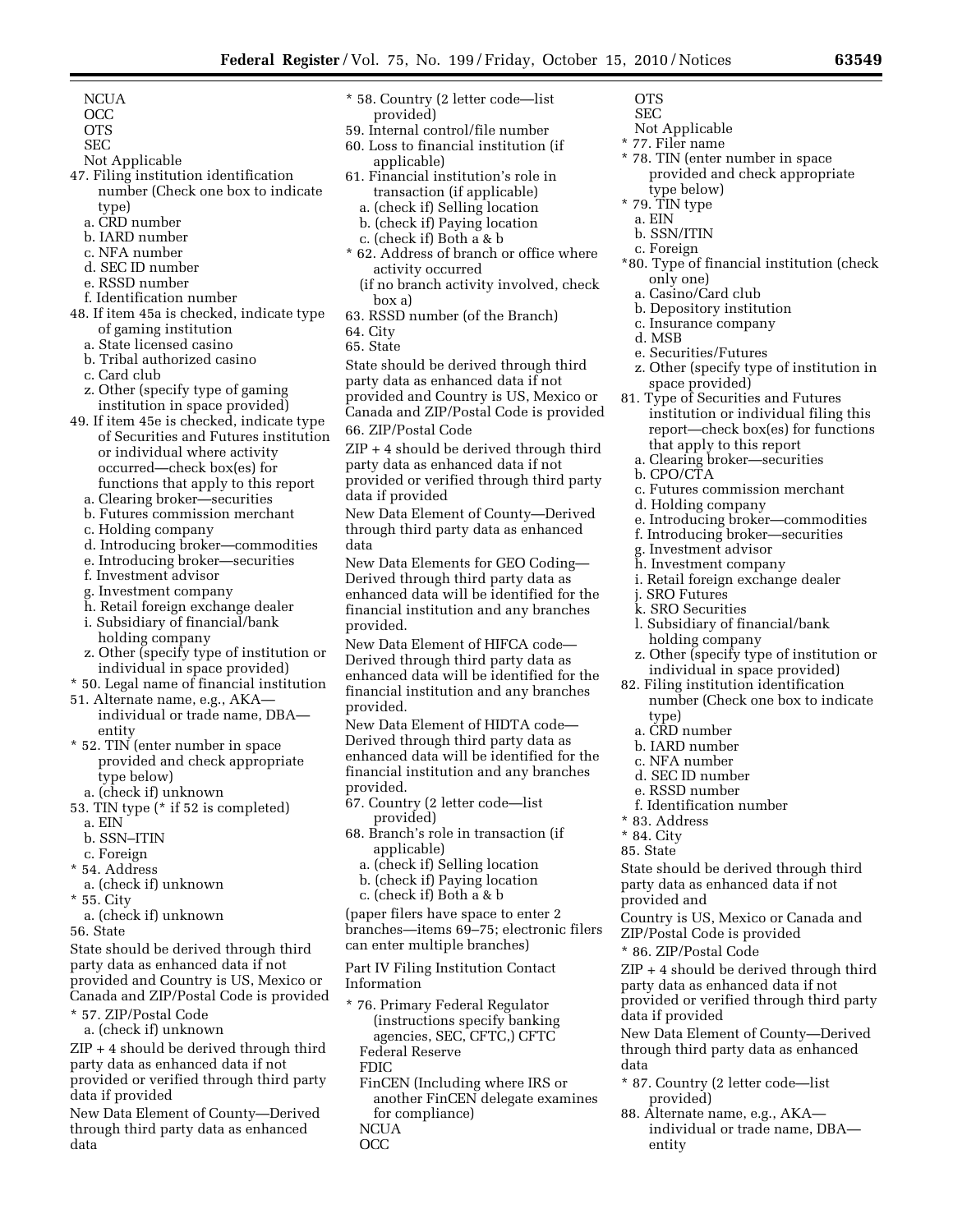NCUA
OCC
OTS
SEC
Not Applicable

47. Filing institution identification number (Check one box to indicate type)
   a. CRD number
   b. IARD number
   c. NFA number
   d. SEC ID number
   e. RSSD number
   f. Identification number
48. If item 45a is checked, indicate type of gaming institution
   a. State licensed casino
   b. Tribal authorized casino
   c. Card club
   z. Other (specify type of gaming institution in space provided)
49. If item 45e is checked, indicate type of Securities and Futures institution or individual where activity occurred—check box(es) for functions that apply to this report
   a. Clearing broker—securities
   b. Futures commission merchant
   c. Holding company
   d. Introducing broker—commodities
   e. Introducing broker—securities
   f. Investment advisor
   g. Investment company
   h. Retail foreign exchange dealer
   i. Subsidiary of financial/bank holding company
   z. Other (specify type of institution or individual in space provided)

* 50. Legal name of financial institution

51. Alternate name, e.g., AKA—individual or trade name, DBA—entity

* 52. TIN (enter number in space provided and check appropriate type below)
   a. (check if) unknown

53. TIN type (* if 52 is completed)
   a. EIN
   b. SSN–ITIN
   c. Foreign

* 54. Address
   a. (check if) unknown

* 55. City
   a. (check if) unknown

56. State

State should be derived through third party data as enhanced data if not provided and Country is US, Mexico or Canada and ZIP/Postal Code is provided

* 57. ZIP/Postal Code
   a. (check if) unknown

ZIP + 4 should be derived through third party data as enhanced data if not provided or verified through third party data if provided

New Data Element of County—Derived through third party data as enhanced data

* 58. Country (2 letter code—list provided)

59. Internal control/file number

60. Loss to financial institution (if applicable)

61. Financial institution's role in transaction (if applicable)
   a. (check if) Selling location
   b. (check if) Paying location
   c. (check if) Both a & b

* 62. Address of branch or office where activity occurred
   (if no branch activity involved, check box a)

63. RSSD number (of the Branch)

64. City

65. State

State should be derived through third party data as enhanced data if not provided and Country is US, Mexico or Canada and ZIP/Postal Code is provided

66. ZIP/Postal Code

ZIP + 4 should be derived through third party data as enhanced data if not provided or verified through third party data if provided

New Data Element of County—Derived through third party data as enhanced data

New Data Elements for GEO Coding—Derived through third party data as enhanced data will be identified for the financial institution and any branches provided.

New Data Element of HIFCA code—Derived through third party data as enhanced data will be identified for the financial institution and any branches provided.

New Data Element of HIDTA code—Derived through third party data as enhanced data will be identified for the financial institution and any branches provided.

67. Country (2 letter code—list provided)

68. Branch's role in transaction (if applicable)
   a. (check if) Selling location
   b. (check if) Paying location
   c. (check if) Both a & b

(paper filers have space to enter 2 branches—items 69–75; electronic filers can enter multiple branches)

Part IV Filing Institution Contact Information

* 76. Primary Federal Regulator (instructions specify banking agencies, SEC, CFTC,) CFTC
   Federal Reserve
   FDIC
   FinCEN (Including where IRS or another FinCEN delegate examines for compliance)
   NCUA
   OCC
   OTS
   SEC
   Not Applicable

* 77. Filer name

* 78. TIN (enter number in space provided and check appropriate type below)

* 79. TIN type
   a. EIN
   b. SSN/ITIN
   c. Foreign

*80. Type of financial institution (check only one)
   a. Casino/Card club
   b. Depository institution
   c. Insurance company
   d. MSB
   e. Securities/Futures
   z. Other (specify type of institution in space provided)

81. Type of Securities and Futures institution or individual filing this report—check box(es) for functions that apply to this report
   a. Clearing broker—securities
   b. CPO/CTA
   c. Futures commission merchant
   d. Holding company
   e. Introducing broker—commodities
   f. Introducing broker—securities
   g. Investment advisor
   h. Investment company
   i. Retail foreign exchange dealer
   j. SRO Futures
   k. SRO Securities
   l. Subsidiary of financial/bank holding company
   z. Other (specify type of institution or individual in space provided)

82. Filing institution identification number (Check one box to indicate type)
   a. CRD number
   b. IARD number
   c. NFA number
   d. SEC ID number
   e. RSSD number
   f. Identification number

* 83. Address

* 84. City

85. State

State should be derived through third party data as enhanced data if not provided and

Country is US, Mexico or Canada and ZIP/Postal Code is provided

* 86. ZIP/Postal Code

ZIP + 4 should be derived through third party data as enhanced data if not provided or verified through third party data if provided

New Data Element of County—Derived through third party data as enhanced data

* 87. Country (2 letter code—list provided)

88. Alternate name, e.g., AKA—individual or trade name, DBA—entity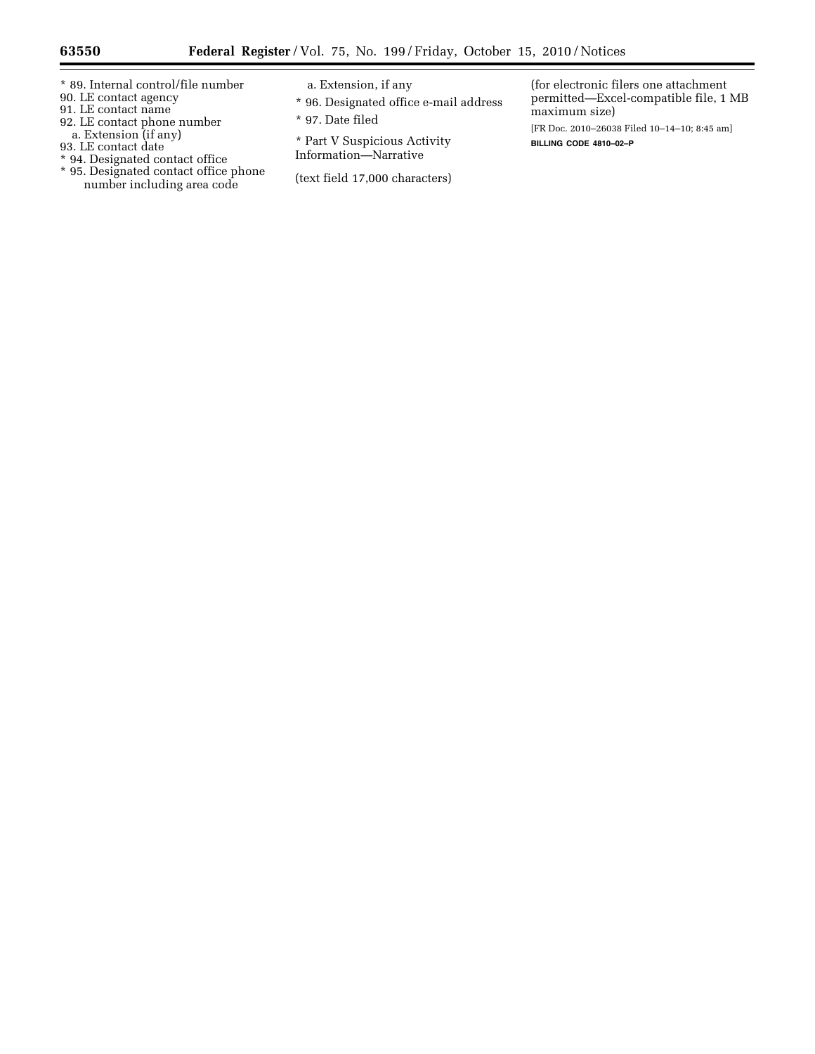* 89. Internal control/file number

90. LE contact agency

91. LE contact name

92. LE contact phone number

a. Extension (if any)

93. LE contact date

* 94. Designated contact office

* 95. Designated contact office phone number including area code

a. Extension, if any

* 96. Designated office e-mail address

* 97. Date filed

* Part V Suspicious Activity Information—Narrative

(text field 17,000 characters)

(for electronic filers one attachment permitted—Excel-compatible file, 1 MB maximum size)

[FR Doc. 2010–26038 Filed 10–14–10; 8:45 am]

**BILLING CODE 4810–02–P**